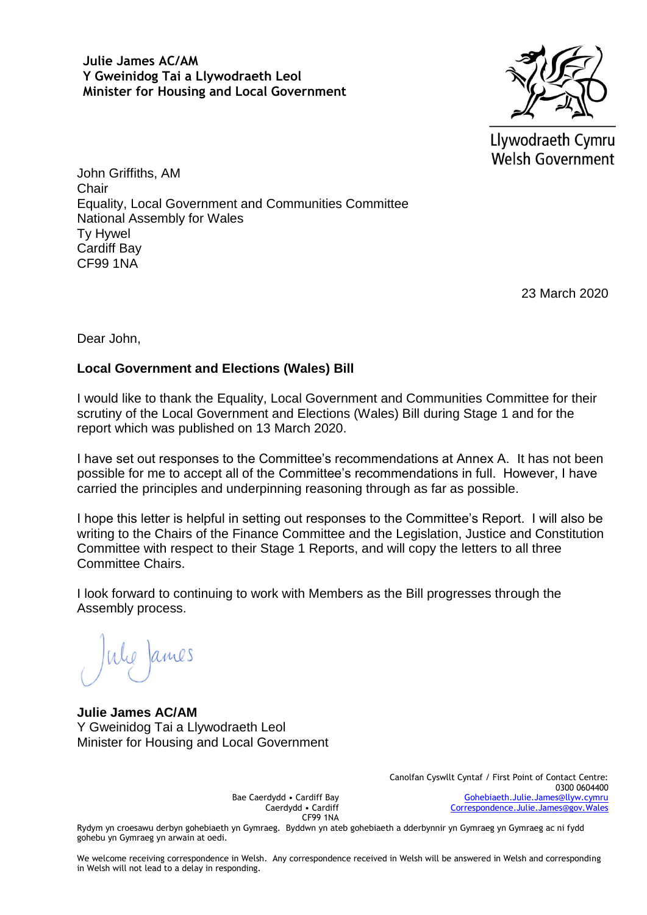**Julie James AC/AM**
**Y Gweinidog Tai a Llywodraeth Leol**
**Minister for Housing and Local Government**

Llywodraeth Cymru
Welsh Government

John Griffiths, AM
Chair
Equality, Local Government and Communities Committee
National Assembly for Wales
Ty Hywel
Cardiff Bay
CF99 1NA

23 March 2020

Dear John,

**Local Government and Elections (Wales) Bill**

I would like to thank the Equality, Local Government and Communities Committee for their scrutiny of the Local Government and Elections (Wales) Bill during Stage 1 and for the report which was published on 13 March 2020.

I have set out responses to the Committee's recommendations at Annex A. It has not been possible for me to accept all of the Committee's recommendations in full. However, I have carried the principles and underpinning reasoning through as far as possible.

I hope this letter is helpful in setting out responses to the Committee's Report. I will also be writing to the Chairs of the Finance Committee and the Legislation, Justice and Constitution Committee with respect to their Stage 1 Reports, and will copy the letters to all three Committee Chairs.

I look forward to continuing to work with Members as the Bill progresses through the Assembly process.

Julie James

**Julie James AC/AM**
Y Gweinidog Tai a Llywodraeth Leol
Minister for Housing and Local Government

Bae Caerdydd • Cardiff Bay
Caerdydd • Cardiff
CF99 1NA

Canolfan Cyswllt Cyntaf / First Point of Contact Centre:
0300 0604400
Gohebiaeth.Julie.James@llyw.cymru
Correspondence.Julie.James@gov.Wales

Rydym yn croesawu derbyn gohebiaeth yn Gymraeg. Byddwn yn ateb gohebiaeth a dderbynnir yn Gymraeg yn Gymraeg ac ni fydd gohebu yn Gymraeg yn arwain at oedi.

We welcome receiving correspondence in Welsh. Any correspondence received in Welsh will be answered in Welsh and corresponding in Welsh will not lead to a delay in responding.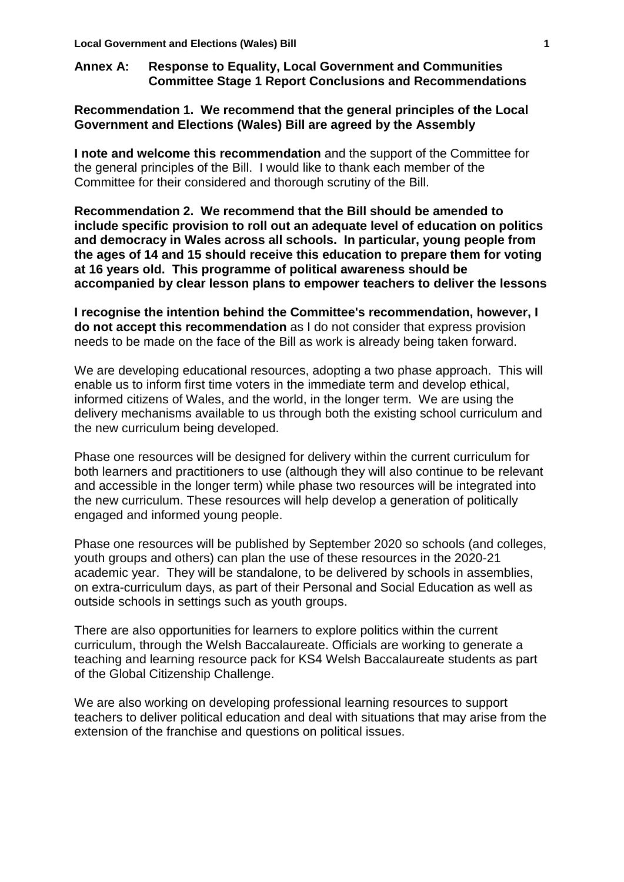## Annex A: Response to Equality, Local Government and Communities Committee Stage 1 Report Conclusions and Recommendations

**Recommendation 1. We recommend that the general principles of the Local Government and Elections (Wales) Bill are agreed by the Assembly**

**I note and welcome this recommendation** and the support of the Committee for the general principles of the Bill. I would like to thank each member of the Committee for their considered and thorough scrutiny of the Bill.

**Recommendation 2. We recommend that the Bill should be amended to include specific provision to roll out an adequate level of education on politics and democracy in Wales across all schools. In particular, young people from the ages of 14 and 15 should receive this education to prepare them for voting at 16 years old. This programme of political awareness should be accompanied by clear lesson plans to empower teachers to deliver the lessons**

**I recognise the intention behind the Committee's recommendation, however, I do not accept this recommendation** as I do not consider that express provision needs to be made on the face of the Bill as work is already being taken forward.

We are developing educational resources, adopting a two phase approach. This will enable us to inform first time voters in the immediate term and develop ethical, informed citizens of Wales, and the world, in the longer term. We are using the delivery mechanisms available to us through both the existing school curriculum and the new curriculum being developed.

Phase one resources will be designed for delivery within the current curriculum for both learners and practitioners to use (although they will also continue to be relevant and accessible in the longer term) while phase two resources will be integrated into the new curriculum. These resources will help develop a generation of politically engaged and informed young people.

Phase one resources will be published by September 2020 so schools (and colleges, youth groups and others) can plan the use of these resources in the 2020-21 academic year. They will be standalone, to be delivered by schools in assemblies, on extra-curriculum days, as part of their Personal and Social Education as well as outside schools in settings such as youth groups.

There are also opportunities for learners to explore politics within the current curriculum, through the Welsh Baccalaureate. Officials are working to generate a teaching and learning resource pack for KS4 Welsh Baccalaureate students as part of the Global Citizenship Challenge.

We are also working on developing professional learning resources to support teachers to deliver political education and deal with situations that may arise from the extension of the franchise and questions on political issues.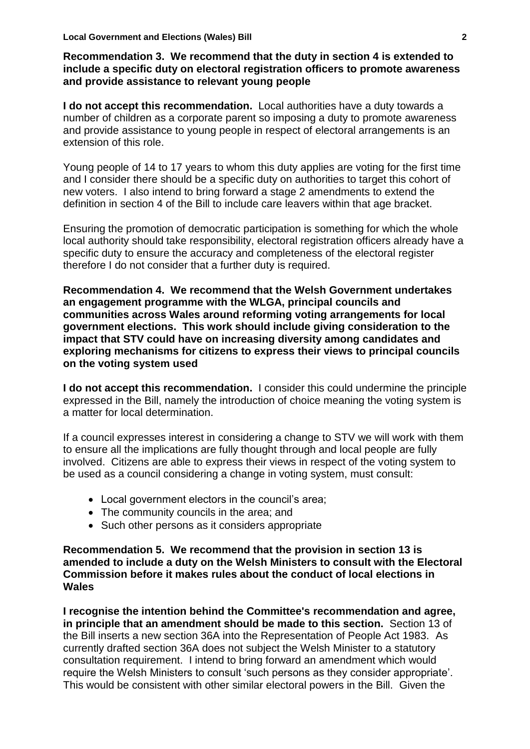**Recommendation 3. We recommend that the duty in section 4 is extended to include a specific duty on electoral registration officers to promote awareness and provide assistance to relevant young people**

**I do not accept this recommendation.** Local authorities have a duty towards a number of children as a corporate parent so imposing a duty to promote awareness and provide assistance to young people in respect of electoral arrangements is an extension of this role.

Young people of 14 to 17 years to whom this duty applies are voting for the first time and I consider there should be a specific duty on authorities to target this cohort of new voters. I also intend to bring forward a stage 2 amendments to extend the definition in section 4 of the Bill to include care leavers within that age bracket.

Ensuring the promotion of democratic participation is something for which the whole local authority should take responsibility, electoral registration officers already have a specific duty to ensure the accuracy and completeness of the electoral register therefore I do not consider that a further duty is required.

**Recommendation 4. We recommend that the Welsh Government undertakes an engagement programme with the WLGA, principal councils and communities across Wales around reforming voting arrangements for local government elections. This work should include giving consideration to the impact that STV could have on increasing diversity among candidates and exploring mechanisms for citizens to express their views to principal councils on the voting system used**

**I do not accept this recommendation.** I consider this could undermine the principle expressed in the Bill, namely the introduction of choice meaning the voting system is a matter for local determination.

If a council expresses interest in considering a change to STV we will work with them to ensure all the implications are fully thought through and local people are fully involved. Citizens are able to express their views in respect of the voting system to be used as a council considering a change in voting system, must consult:

- Local government electors in the council's area;
- The community councils in the area; and
- Such other persons as it considers appropriate

**Recommendation 5. We recommend that the provision in section 13 is amended to include a duty on the Welsh Ministers to consult with the Electoral Commission before it makes rules about the conduct of local elections in Wales**

**I recognise the intention behind the Committee's recommendation and agree, in principle that an amendment should be made to this section.** Section 13 of the Bill inserts a new section 36A into the Representation of People Act 1983. As currently drafted section 36A does not subject the Welsh Minister to a statutory consultation requirement. I intend to bring forward an amendment which would require the Welsh Ministers to consult 'such persons as they consider appropriate'. This would be consistent with other similar electoral powers in the Bill. Given the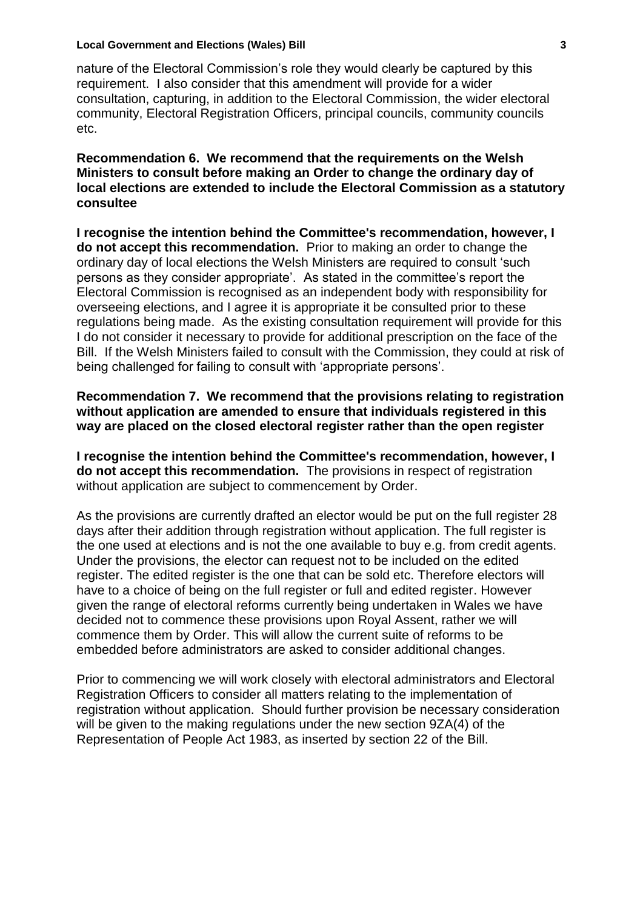nature of the Electoral Commission's role they would clearly be captured by this requirement. I also consider that this amendment will provide for a wider consultation, capturing, in addition to the Electoral Commission, the wider electoral community, Electoral Registration Officers, principal councils, community councils etc.

**Recommendation 6. We recommend that the requirements on the Welsh Ministers to consult before making an Order to change the ordinary day of local elections are extended to include the Electoral Commission as a statutory consultee**

**I recognise the intention behind the Committee's recommendation, however, I do not accept this recommendation.** Prior to making an order to change the ordinary day of local elections the Welsh Ministers are required to consult 'such persons as they consider appropriate'. As stated in the committee's report the Electoral Commission is recognised as an independent body with responsibility for overseeing elections, and I agree it is appropriate it be consulted prior to these regulations being made. As the existing consultation requirement will provide for this I do not consider it necessary to provide for additional prescription on the face of the Bill. If the Welsh Ministers failed to consult with the Commission, they could at risk of being challenged for failing to consult with 'appropriate persons'.

**Recommendation 7. We recommend that the provisions relating to registration without application are amended to ensure that individuals registered in this way are placed on the closed electoral register rather than the open register**

**I recognise the intention behind the Committee's recommendation, however, I do not accept this recommendation.** The provisions in respect of registration without application are subject to commencement by Order.

As the provisions are currently drafted an elector would be put on the full register 28 days after their addition through registration without application. The full register is the one used at elections and is not the one available to buy e.g. from credit agents. Under the provisions, the elector can request not to be included on the edited register. The edited register is the one that can be sold etc. Therefore electors will have to a choice of being on the full register or full and edited register. However given the range of electoral reforms currently being undertaken in Wales we have decided not to commence these provisions upon Royal Assent, rather we will commence them by Order. This will allow the current suite of reforms to be embedded before administrators are asked to consider additional changes.

Prior to commencing we will work closely with electoral administrators and Electoral Registration Officers to consider all matters relating to the implementation of registration without application. Should further provision be necessary consideration will be given to the making regulations under the new section 9ZA(4) of the Representation of People Act 1983, as inserted by section 22 of the Bill.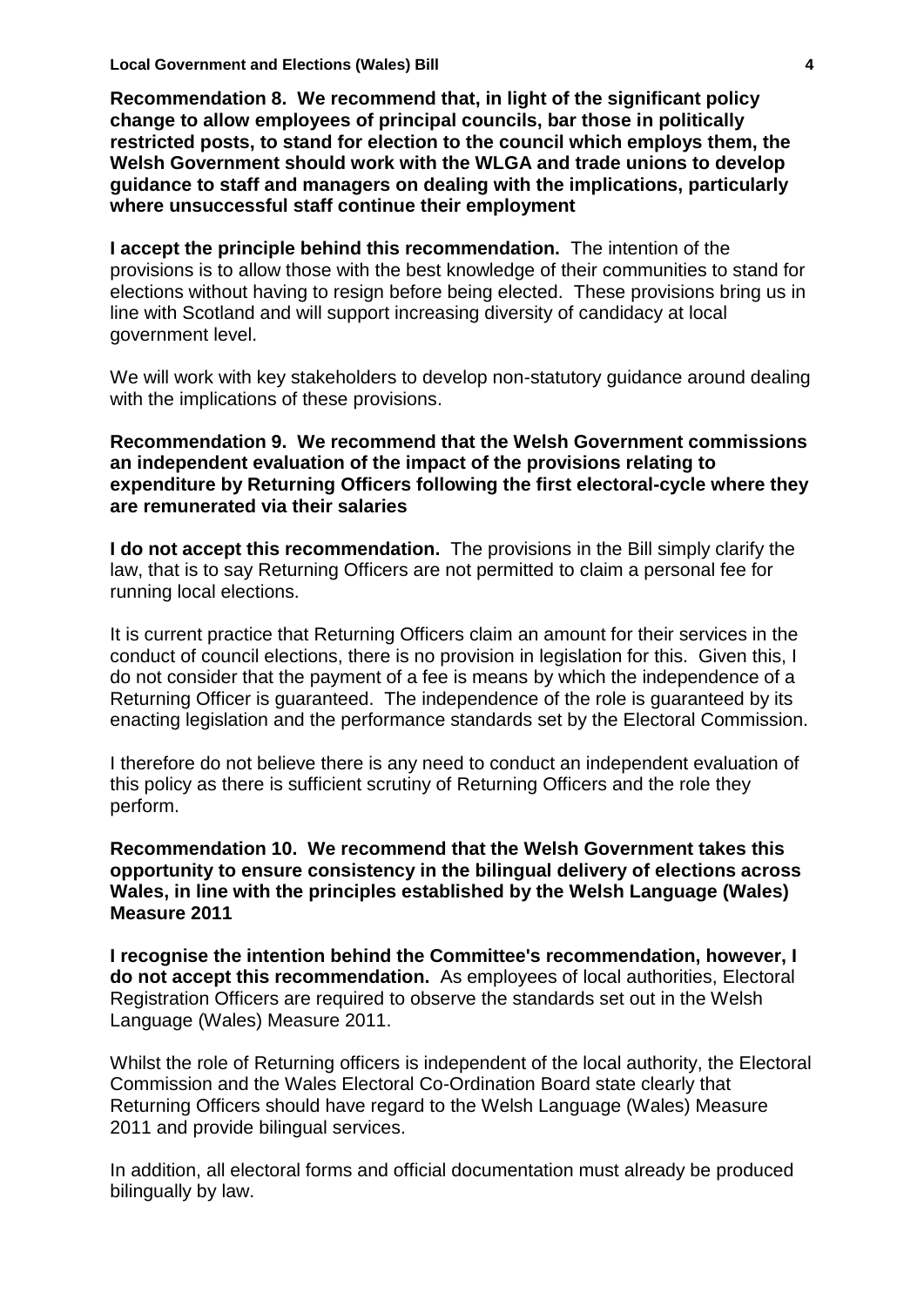**Recommendation 8. We recommend that, in light of the significant policy change to allow employees of principal councils, bar those in politically restricted posts, to stand for election to the council which employs them, the Welsh Government should work with the WLGA and trade unions to develop guidance to staff and managers on dealing with the implications, particularly where unsuccessful staff continue their employment**

**I accept the principle behind this recommendation.** The intention of the provisions is to allow those with the best knowledge of their communities to stand for elections without having to resign before being elected. These provisions bring us in line with Scotland and will support increasing diversity of candidacy at local government level.

We will work with key stakeholders to develop non-statutory guidance around dealing with the implications of these provisions.

**Recommendation 9. We recommend that the Welsh Government commissions an independent evaluation of the impact of the provisions relating to expenditure by Returning Officers following the first electoral-cycle where they are remunerated via their salaries**

**I do not accept this recommendation.** The provisions in the Bill simply clarify the law, that is to say Returning Officers are not permitted to claim a personal fee for running local elections.

It is current practice that Returning Officers claim an amount for their services in the conduct of council elections, there is no provision in legislation for this. Given this, I do not consider that the payment of a fee is means by which the independence of a Returning Officer is guaranteed. The independence of the role is guaranteed by its enacting legislation and the performance standards set by the Electoral Commission.

I therefore do not believe there is any need to conduct an independent evaluation of this policy as there is sufficient scrutiny of Returning Officers and the role they perform.

**Recommendation 10. We recommend that the Welsh Government takes this opportunity to ensure consistency in the bilingual delivery of elections across Wales, in line with the principles established by the Welsh Language (Wales) Measure 2011**

**I recognise the intention behind the Committee's recommendation, however, I do not accept this recommendation.** As employees of local authorities, Electoral Registration Officers are required to observe the standards set out in the Welsh Language (Wales) Measure 2011.

Whilst the role of Returning officers is independent of the local authority, the Electoral Commission and the Wales Electoral Co-Ordination Board state clearly that Returning Officers should have regard to the Welsh Language (Wales) Measure 2011 and provide bilingual services.

In addition, all electoral forms and official documentation must already be produced bilingually by law.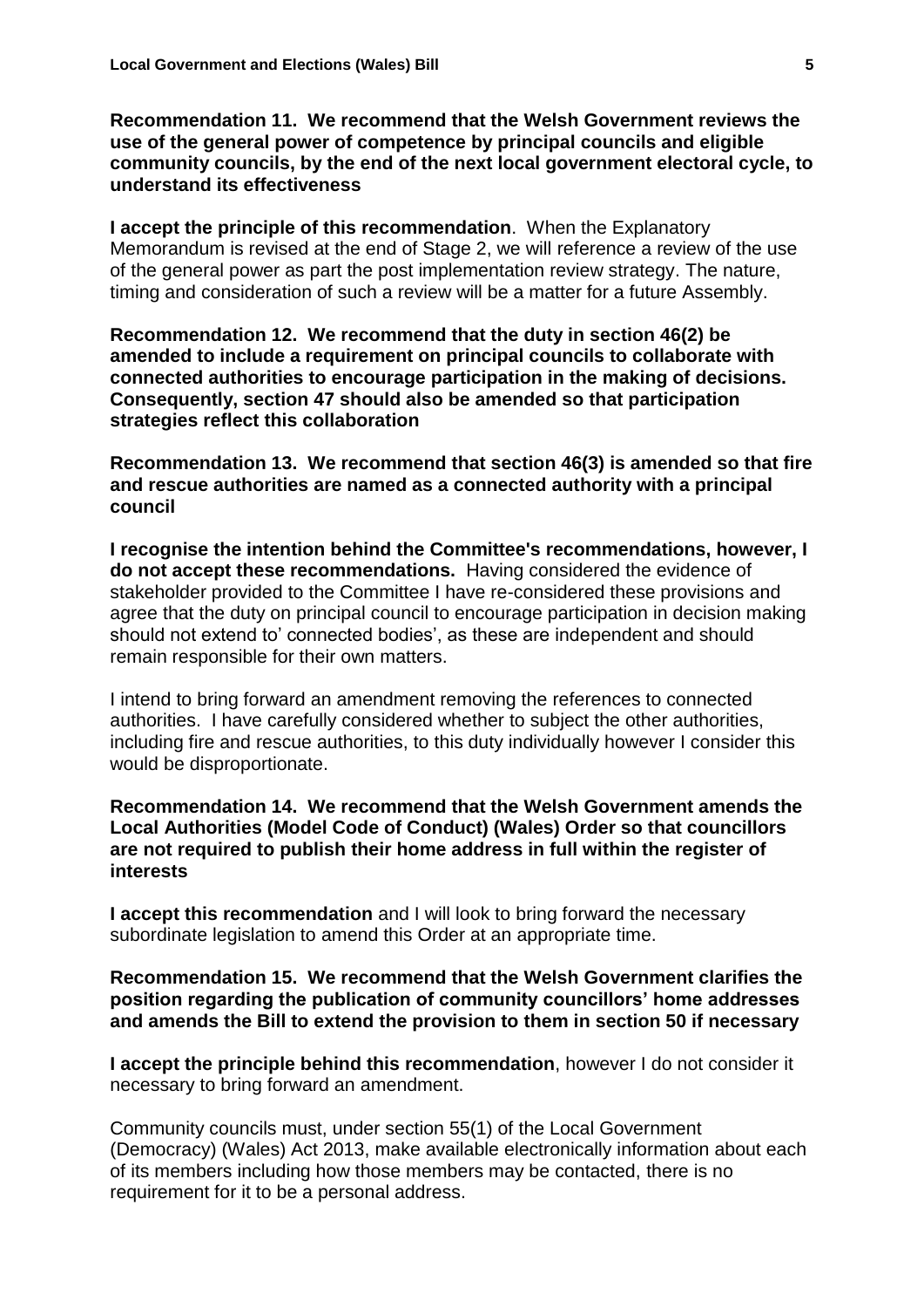**Recommendation 11. We recommend that the Welsh Government reviews the use of the general power of competence by principal councils and eligible community councils, by the end of the next local government electoral cycle, to understand its effectiveness**

**I accept the principle of this recommendation**. When the Explanatory Memorandum is revised at the end of Stage 2, we will reference a review of the use of the general power as part the post implementation review strategy. The nature, timing and consideration of such a review will be a matter for a future Assembly.

**Recommendation 12. We recommend that the duty in section 46(2) be amended to include a requirement on principal councils to collaborate with connected authorities to encourage participation in the making of decisions. Consequently, section 47 should also be amended so that participation strategies reflect this collaboration**

**Recommendation 13. We recommend that section 46(3) is amended so that fire and rescue authorities are named as a connected authority with a principal council**

**I recognise the intention behind the Committee's recommendations, however, I do not accept these recommendations.** Having considered the evidence of stakeholder provided to the Committee I have re-considered these provisions and agree that the duty on principal council to encourage participation in decision making should not extend to' connected bodies', as these are independent and should remain responsible for their own matters.

I intend to bring forward an amendment removing the references to connected authorities. I have carefully considered whether to subject the other authorities, including fire and rescue authorities, to this duty individually however I consider this would be disproportionate.

**Recommendation 14. We recommend that the Welsh Government amends the Local Authorities (Model Code of Conduct) (Wales) Order so that councillors are not required to publish their home address in full within the register of interests**

**I accept this recommendation** and I will look to bring forward the necessary subordinate legislation to amend this Order at an appropriate time.

**Recommendation 15. We recommend that the Welsh Government clarifies the position regarding the publication of community councillors' home addresses and amends the Bill to extend the provision to them in section 50 if necessary**

**I accept the principle behind this recommendation**, however I do not consider it necessary to bring forward an amendment.

Community councils must, under section 55(1) of the Local Government (Democracy) (Wales) Act 2013, make available electronically information about each of its members including how those members may be contacted, there is no requirement for it to be a personal address.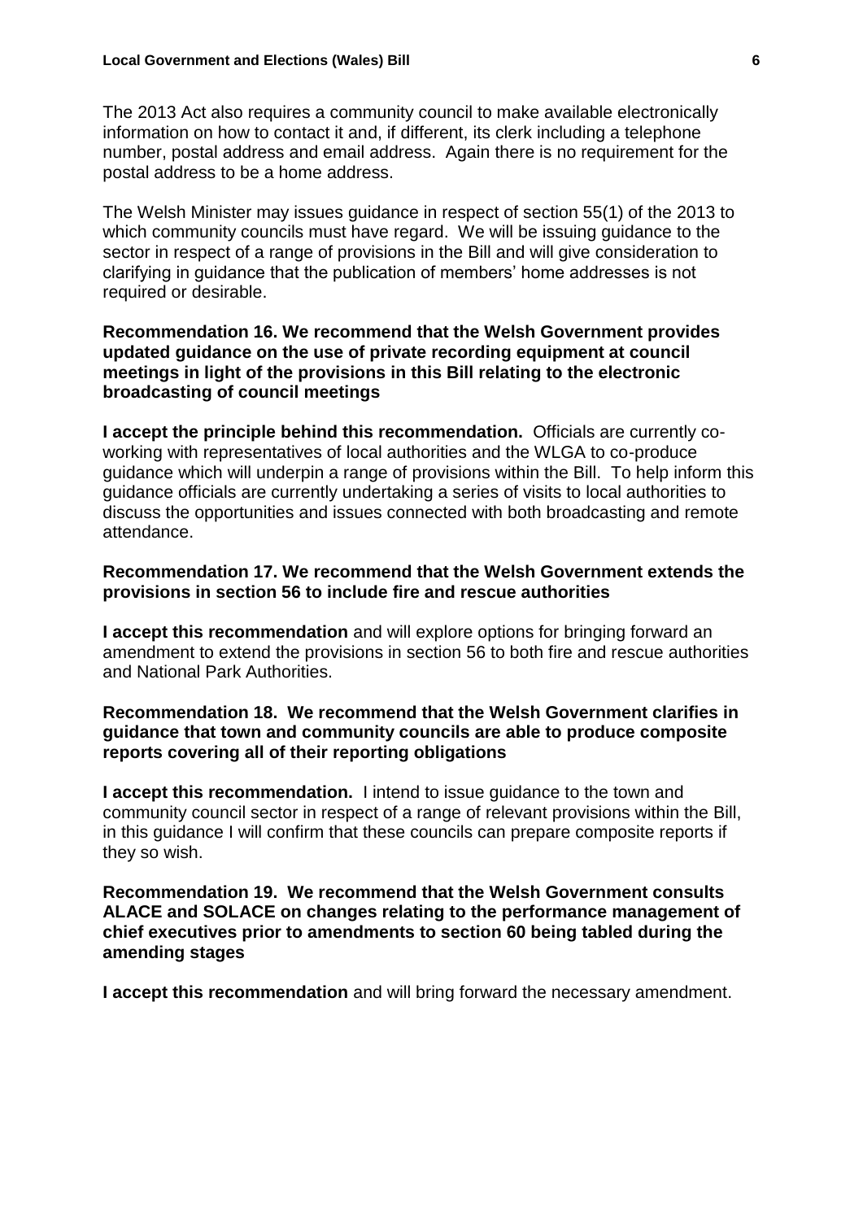The 2013 Act also requires a community council to make available electronically information on how to contact it and, if different, its clerk including a telephone number, postal address and email address. Again there is no requirement for the postal address to be a home address.

The Welsh Minister may issues guidance in respect of section 55(1) of the 2013 to which community councils must have regard. We will be issuing guidance to the sector in respect of a range of provisions in the Bill and will give consideration to clarifying in guidance that the publication of members' home addresses is not required or desirable.

**Recommendation 16. We recommend that the Welsh Government provides updated guidance on the use of private recording equipment at council meetings in light of the provisions in this Bill relating to the electronic broadcasting of council meetings**

**I accept the principle behind this recommendation.** Officials are currently co-working with representatives of local authorities and the WLGA to co-produce guidance which will underpin a range of provisions within the Bill. To help inform this guidance officials are currently undertaking a series of visits to local authorities to discuss the opportunities and issues connected with both broadcasting and remote attendance.

**Recommendation 17. We recommend that the Welsh Government extends the provisions in section 56 to include fire and rescue authorities**

**I accept this recommendation** and will explore options for bringing forward an amendment to extend the provisions in section 56 to both fire and rescue authorities and National Park Authorities.

**Recommendation 18. We recommend that the Welsh Government clarifies in guidance that town and community councils are able to produce composite reports covering all of their reporting obligations**

**I accept this recommendation.** I intend to issue guidance to the town and community council sector in respect of a range of relevant provisions within the Bill, in this guidance I will confirm that these councils can prepare composite reports if they so wish.

**Recommendation 19. We recommend that the Welsh Government consults ALACE and SOLACE on changes relating to the performance management of chief executives prior to amendments to section 60 being tabled during the amending stages**

**I accept this recommendation** and will bring forward the necessary amendment.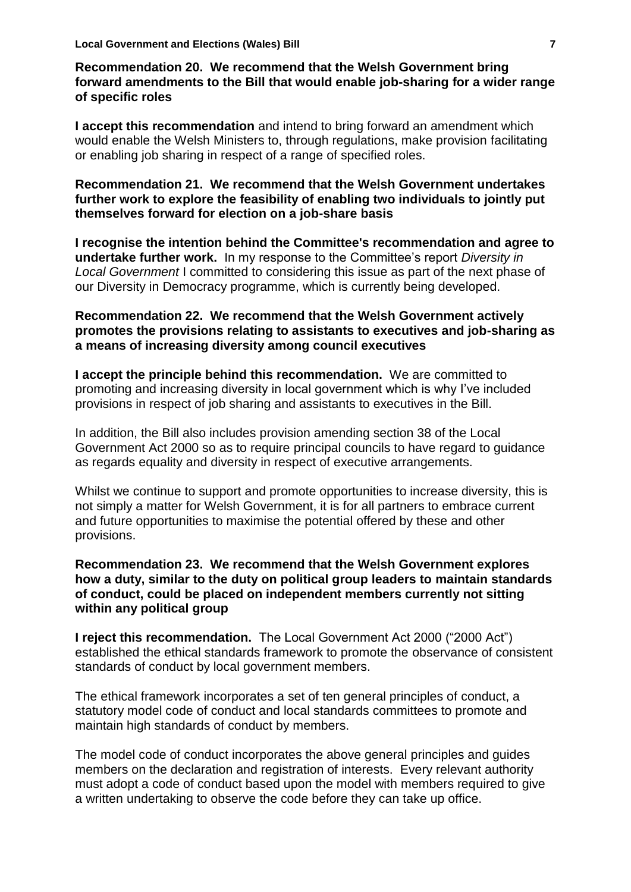**Recommendation 20. We recommend that the Welsh Government bring forward amendments to the Bill that would enable job-sharing for a wider range of specific roles**

**I accept this recommendation** and intend to bring forward an amendment which would enable the Welsh Ministers to, through regulations, make provision facilitating or enabling job sharing in respect of a range of specified roles.

**Recommendation 21. We recommend that the Welsh Government undertakes further work to explore the feasibility of enabling two individuals to jointly put themselves forward for election on a job-share basis**

**I recognise the intention behind the Committee's recommendation and agree to undertake further work.** In my response to the Committee's report *Diversity in Local Government* I committed to considering this issue as part of the next phase of our Diversity in Democracy programme, which is currently being developed.

**Recommendation 22. We recommend that the Welsh Government actively promotes the provisions relating to assistants to executives and job-sharing as a means of increasing diversity among council executives**

**I accept the principle behind this recommendation.** We are committed to promoting and increasing diversity in local government which is why I've included provisions in respect of job sharing and assistants to executives in the Bill.

In addition, the Bill also includes provision amending section 38 of the Local Government Act 2000 so as to require principal councils to have regard to guidance as regards equality and diversity in respect of executive arrangements.

Whilst we continue to support and promote opportunities to increase diversity, this is not simply a matter for Welsh Government, it is for all partners to embrace current and future opportunities to maximise the potential offered by these and other provisions.

**Recommendation 23. We recommend that the Welsh Government explores how a duty, similar to the duty on political group leaders to maintain standards of conduct, could be placed on independent members currently not sitting within any political group**

**I reject this recommendation.** The Local Government Act 2000 ("2000 Act") established the ethical standards framework to promote the observance of consistent standards of conduct by local government members.

The ethical framework incorporates a set of ten general principles of conduct, a statutory model code of conduct and local standards committees to promote and maintain high standards of conduct by members.

The model code of conduct incorporates the above general principles and guides members on the declaration and registration of interests. Every relevant authority must adopt a code of conduct based upon the model with members required to give a written undertaking to observe the code before they can take up office.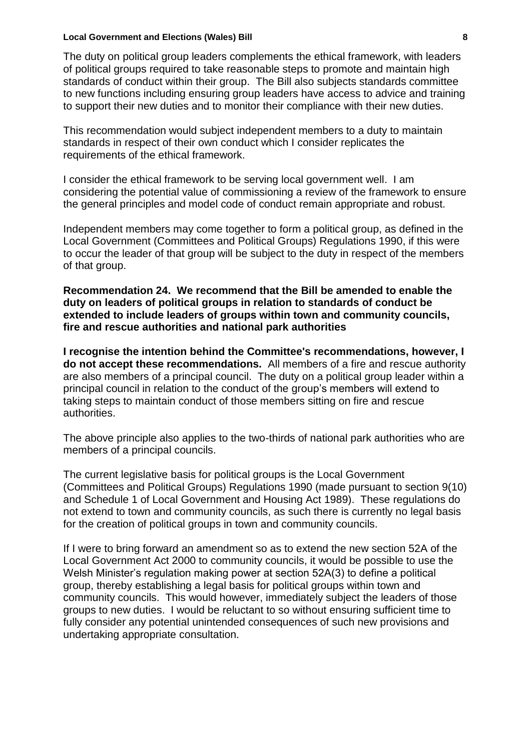The duty on political group leaders complements the ethical framework, with leaders of political groups required to take reasonable steps to promote and maintain high standards of conduct within their group. The Bill also subjects standards committee to new functions including ensuring group leaders have access to advice and training to support their new duties and to monitor their compliance with their new duties.

This recommendation would subject independent members to a duty to maintain standards in respect of their own conduct which I consider replicates the requirements of the ethical framework.

I consider the ethical framework to be serving local government well. I am considering the potential value of commissioning a review of the framework to ensure the general principles and model code of conduct remain appropriate and robust.

Independent members may come together to form a political group, as defined in the Local Government (Committees and Political Groups) Regulations 1990, if this were to occur the leader of that group will be subject to the duty in respect of the members of that group.

**Recommendation 24. We recommend that the Bill be amended to enable the duty on leaders of political groups in relation to standards of conduct be extended to include leaders of groups within town and community councils, fire and rescue authorities and national park authorities**

**I recognise the intention behind the Committee's recommendations, however, I do not accept these recommendations.** All members of a fire and rescue authority are also members of a principal council. The duty on a political group leader within a principal council in relation to the conduct of the group's members will extend to taking steps to maintain conduct of those members sitting on fire and rescue authorities.

The above principle also applies to the two-thirds of national park authorities who are members of a principal councils.

The current legislative basis for political groups is the Local Government (Committees and Political Groups) Regulations 1990 (made pursuant to section 9(10) and Schedule 1 of Local Government and Housing Act 1989). These regulations do not extend to town and community councils, as such there is currently no legal basis for the creation of political groups in town and community councils.

If I were to bring forward an amendment so as to extend the new section 52A of the Local Government Act 2000 to community councils, it would be possible to use the Welsh Minister's regulation making power at section 52A(3) to define a political group, thereby establishing a legal basis for political groups within town and community councils. This would however, immediately subject the leaders of those groups to new duties. I would be reluctant to so without ensuring sufficient time to fully consider any potential unintended consequences of such new provisions and undertaking appropriate consultation.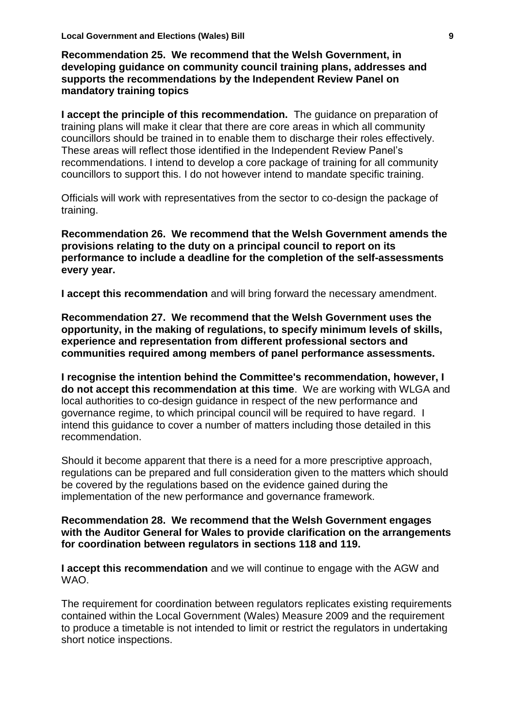**Recommendation 25. We recommend that the Welsh Government, in developing guidance on community council training plans, addresses and supports the recommendations by the Independent Review Panel on mandatory training topics**

**I accept the principle of this recommendation.** The guidance on preparation of training plans will make it clear that there are core areas in which all community councillors should be trained in to enable them to discharge their roles effectively. These areas will reflect those identified in the Independent Review Panel's recommendations. I intend to develop a core package of training for all community councillors to support this. I do not however intend to mandate specific training.

Officials will work with representatives from the sector to co-design the package of training.

**Recommendation 26. We recommend that the Welsh Government amends the provisions relating to the duty on a principal council to report on its performance to include a deadline for the completion of the self-assessments every year.**

**I accept this recommendation** and will bring forward the necessary amendment.

**Recommendation 27. We recommend that the Welsh Government uses the opportunity, in the making of regulations, to specify minimum levels of skills, experience and representation from different professional sectors and communities required among members of panel performance assessments.**

**I recognise the intention behind the Committee's recommendation, however, I do not accept this recommendation at this time**. We are working with WLGA and local authorities to co-design guidance in respect of the new performance and governance regime, to which principal council will be required to have regard. I intend this guidance to cover a number of matters including those detailed in this recommendation.

Should it become apparent that there is a need for a more prescriptive approach, regulations can be prepared and full consideration given to the matters which should be covered by the regulations based on the evidence gained during the implementation of the new performance and governance framework.

**Recommendation 28. We recommend that the Welsh Government engages with the Auditor General for Wales to provide clarification on the arrangements for coordination between regulators in sections 118 and 119.**

**I accept this recommendation** and we will continue to engage with the AGW and WAO.

The requirement for coordination between regulators replicates existing requirements contained within the Local Government (Wales) Measure 2009 and the requirement to produce a timetable is not intended to limit or restrict the regulators in undertaking short notice inspections.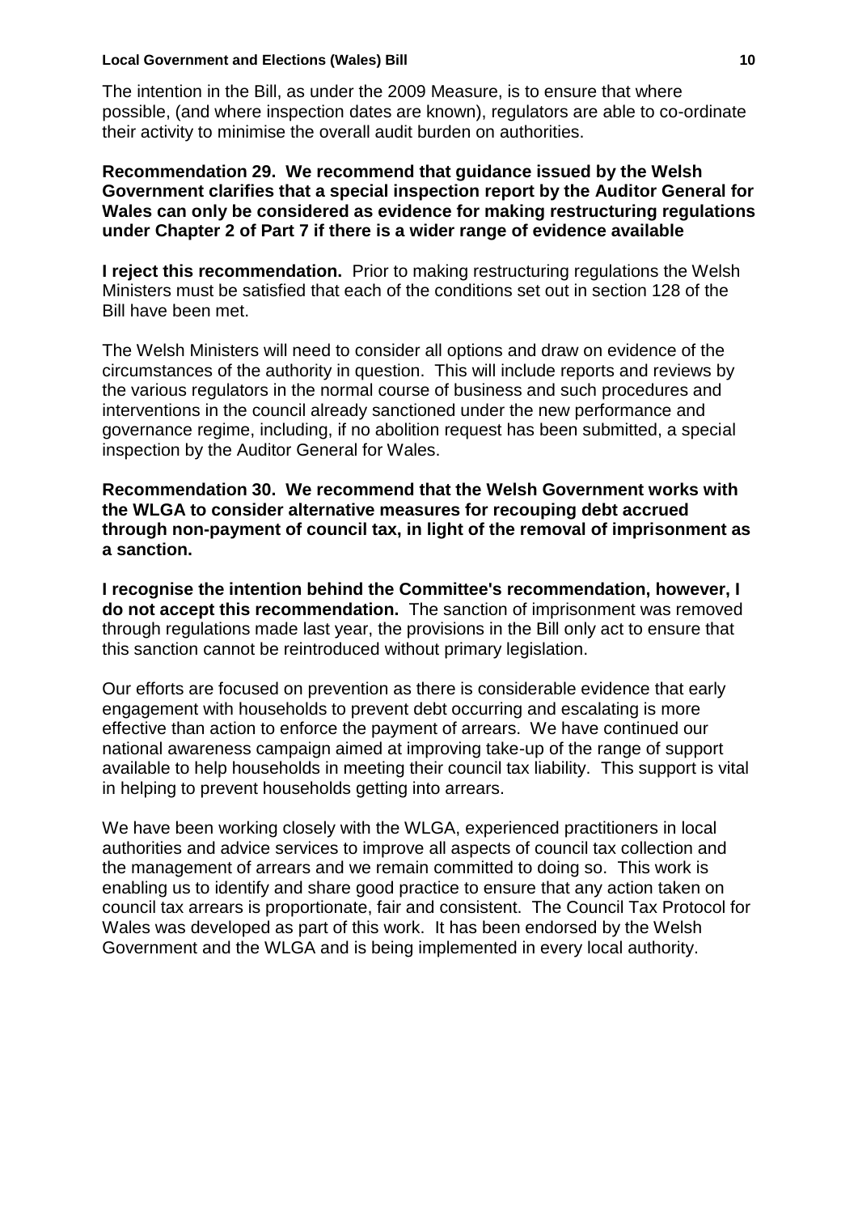The intention in the Bill, as under the 2009 Measure, is to ensure that where possible, (and where inspection dates are known), regulators are able to co-ordinate their activity to minimise the overall audit burden on authorities.

**Recommendation 29. We recommend that guidance issued by the Welsh Government clarifies that a special inspection report by the Auditor General for Wales can only be considered as evidence for making restructuring regulations under Chapter 2 of Part 7 if there is a wider range of evidence available**

**I reject this recommendation.** Prior to making restructuring regulations the Welsh Ministers must be satisfied that each of the conditions set out in section 128 of the Bill have been met.

The Welsh Ministers will need to consider all options and draw on evidence of the circumstances of the authority in question. This will include reports and reviews by the various regulators in the normal course of business and such procedures and interventions in the council already sanctioned under the new performance and governance regime, including, if no abolition request has been submitted, a special inspection by the Auditor General for Wales.

**Recommendation 30. We recommend that the Welsh Government works with the WLGA to consider alternative measures for recouping debt accrued through non-payment of council tax, in light of the removal of imprisonment as a sanction.**

**I recognise the intention behind the Committee's recommendation, however, I do not accept this recommendation.** The sanction of imprisonment was removed through regulations made last year, the provisions in the Bill only act to ensure that this sanction cannot be reintroduced without primary legislation.

Our efforts are focused on prevention as there is considerable evidence that early engagement with households to prevent debt occurring and escalating is more effective than action to enforce the payment of arrears. We have continued our national awareness campaign aimed at improving take-up of the range of support available to help households in meeting their council tax liability. This support is vital in helping to prevent households getting into arrears.

We have been working closely with the WLGA, experienced practitioners in local authorities and advice services to improve all aspects of council tax collection and the management of arrears and we remain committed to doing so. This work is enabling us to identify and share good practice to ensure that any action taken on council tax arrears is proportionate, fair and consistent. The Council Tax Protocol for Wales was developed as part of this work. It has been endorsed by the Welsh Government and the WLGA and is being implemented in every local authority.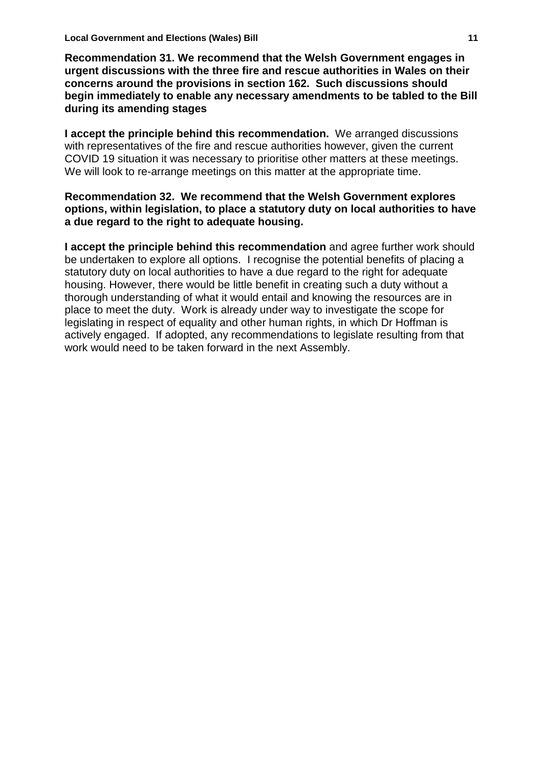**Recommendation 31. We recommend that the Welsh Government engages in urgent discussions with the three fire and rescue authorities in Wales on their concerns around the provisions in section 162. Such discussions should begin immediately to enable any necessary amendments to be tabled to the Bill during its amending stages**

**I accept the principle behind this recommendation.** We arranged discussions with representatives of the fire and rescue authorities however, given the current COVID 19 situation it was necessary to prioritise other matters at these meetings. We will look to re-arrange meetings on this matter at the appropriate time.

**Recommendation 32. We recommend that the Welsh Government explores options, within legislation, to place a statutory duty on local authorities to have a due regard to the right to adequate housing.**

**I accept the principle behind this recommendation** and agree further work should be undertaken to explore all options. I recognise the potential benefits of placing a statutory duty on local authorities to have a due regard to the right for adequate housing. However, there would be little benefit in creating such a duty without a thorough understanding of what it would entail and knowing the resources are in place to meet the duty. Work is already under way to investigate the scope for legislating in respect of equality and other human rights, in which Dr Hoffman is actively engaged. If adopted, any recommendations to legislate resulting from that work would need to be taken forward in the next Assembly.